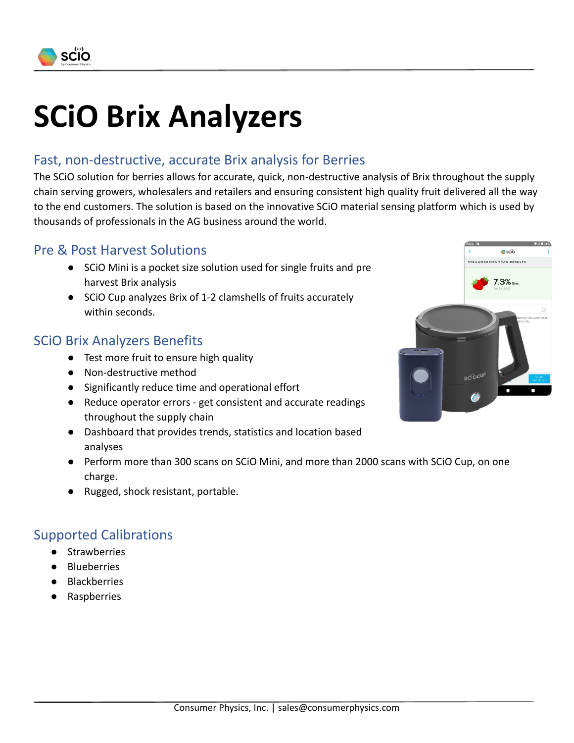# SCiO Brix Analyzers

## Fast, non-destructive, accurate Brix analysis for Berries

The SCiO solution for berries allows for accurate, quick, non-destructive analysis of Brix throughout the supply chain serving growers, wholesalers and retailers and ensuring consistent high quality fruit delivered all the way to the end customers. The solution is based on the innovative SCiO material sensing platform which is used by thousands of professionals in the AG business around the world.

## Pre & Post Harvest Solutions

- SCiO Mini is a pocket size solution used for single fruits and pre harvest Brix analysis
- SCiO Cup analyzes Brix of 1-2 clamshells of fruits accurately within seconds.

## SCiO Brix Analyzers Benefits

- Test more fruit to ensure high quality
- Non-destructive method
- Significantly reduce time and operational effort
- Reduce operator errors - get consistent and accurate readings throughout the supply chain
- Dashboard that provides trends, statistics and location based analyses
- Perform more than 300 scans on SCiO Mini, and more than 2000 scans with SCiO Cup, on one charge.
- Rugged, shock resistant, portable.

## Supported Calibrations

- Strawberries
- Blueberries
- Blackberries
- Raspberries

Consumer Physics, Inc. | sales@consumerphysics.com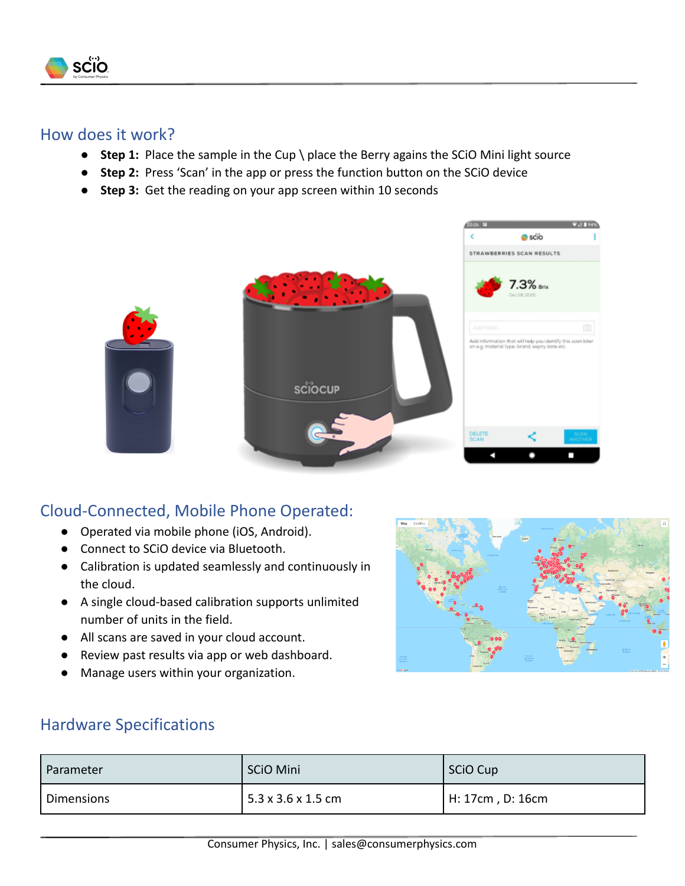## How does it work?

- **Step 1:** Place the sample in the Cup \ place the Berry agains the SCiO Mini light source
- **Step 2:** Press 'Scan' in the app or press the function button on the SCiO device
- **Step 3:** Get the reading on your app screen within 10 seconds

## Cloud-Connected, Mobile Phone Operated:

- Operated via mobile phone (iOS, Android).
- Connect to SCiO device via Bluetooth.
- Calibration is updated seamlessly and continuously in the cloud.
- A single cloud-based calibration supports unlimited number of units in the field.
- All scans are saved in your cloud account.
- Review past results via app or web dashboard.
- Manage users within your organization.

## Hardware Specifications

| Parameter | SCiO Mini | SCiO Cup |
|---|---|---|
| Dimensions | 5.3 x 3.6 x 1.5 cm | H: 17cm , D: 16cm |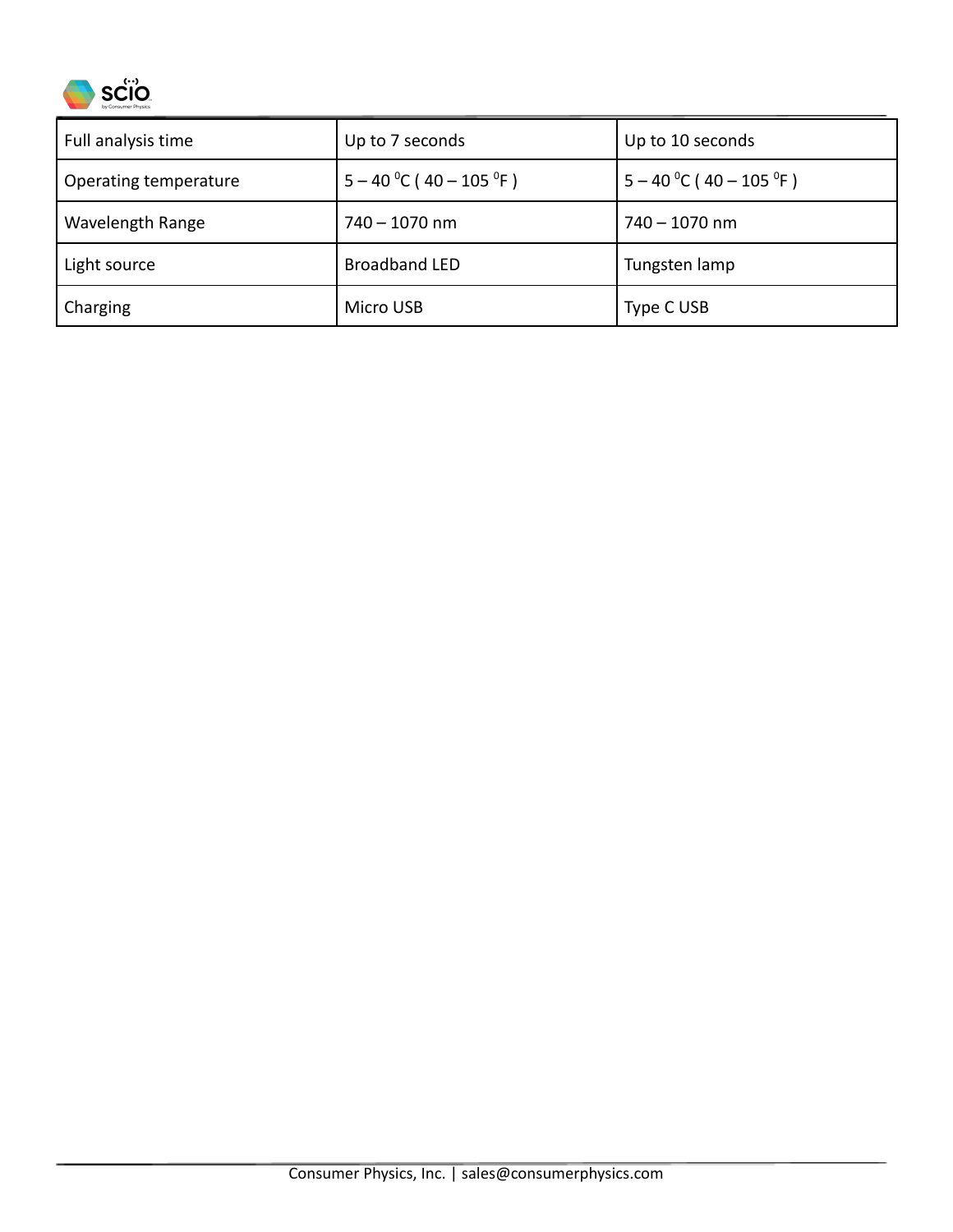| | | |
|---|---|---|
| Full analysis time | Up to 7 seconds | Up to 10 seconds |
| Operating temperature | 5 – 40 $^{0}$C ( 40 – 105 $^{0}$F ) | 5 – 40 $^{0}$C ( 40 – 105 $^{0}$F ) |
| Wavelength Range | 740 – 1070 nm | 740 – 1070 nm |
| Light source | Broadband LED | Tungsten lamp |
| Charging | Micro USB | Type C USB |